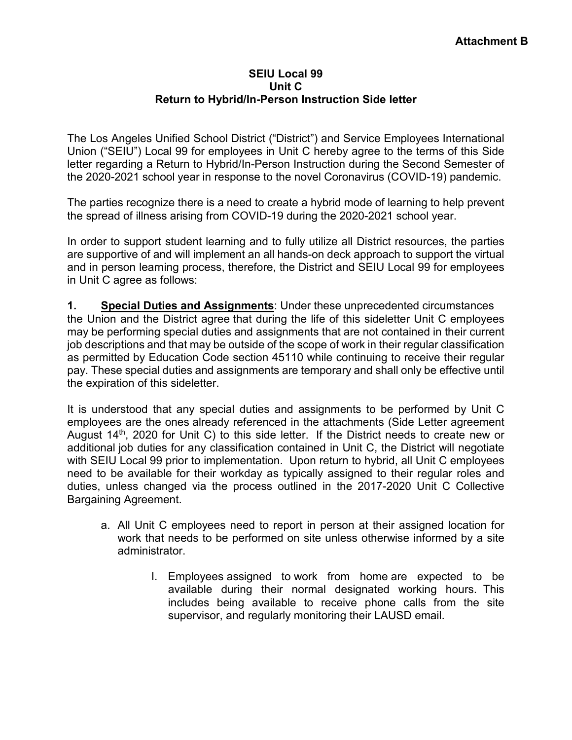**Attachment B**

**SEIU Local 99**
**Unit C**
**Return to Hybrid/In-Person Instruction Side letter**

The Los Angeles Unified School District ("District") and Service Employees International Union ("SEIU") Local 99 for employees in Unit C hereby agree to the terms of this Side letter regarding a Return to Hybrid/In-Person Instruction during the Second Semester of the 2020-2021 school year in response to the novel Coronavirus (COVID-19) pandemic.

The parties recognize there is a need to create a hybrid mode of learning to help prevent the spread of illness arising from COVID-19 during the 2020-2021 school year.

In order to support student learning and to fully utilize all District resources, the parties are supportive of and will implement an all hands-on deck approach to support the virtual and in person learning process, therefore, the District and SEIU Local 99 for employees in Unit C agree as follows:

**1. Special Duties and Assignments**: Under these unprecedented circumstances the Union and the District agree that during the life of this sideletter Unit C employees may be performing special duties and assignments that are not contained in their current job descriptions and that may be outside of the scope of work in their regular classification as permitted by Education Code section 45110 while continuing to receive their regular pay. These special duties and assignments are temporary and shall only be effective until the expiration of this sideletter.

It is understood that any special duties and assignments to be performed by Unit C employees are the ones already referenced in the attachments (Side Letter agreement August 14th, 2020 for Unit C) to this side letter. If the District needs to create new or additional job duties for any classification contained in Unit C, the District will negotiate with SEIU Local 99 prior to implementation. Upon return to hybrid, all Unit C employees need to be available for their workday as typically assigned to their regular roles and duties, unless changed via the process outlined in the 2017-2020 Unit C Collective Bargaining Agreement.

a. All Unit C employees need to report in person at their assigned location for work that needs to be performed on site unless otherwise informed by a site administrator.

   I. Employees assigned to work from home are expected to be available during their normal designated working hours. This includes being available to receive phone calls from the site supervisor, and regularly monitoring their LAUSD email.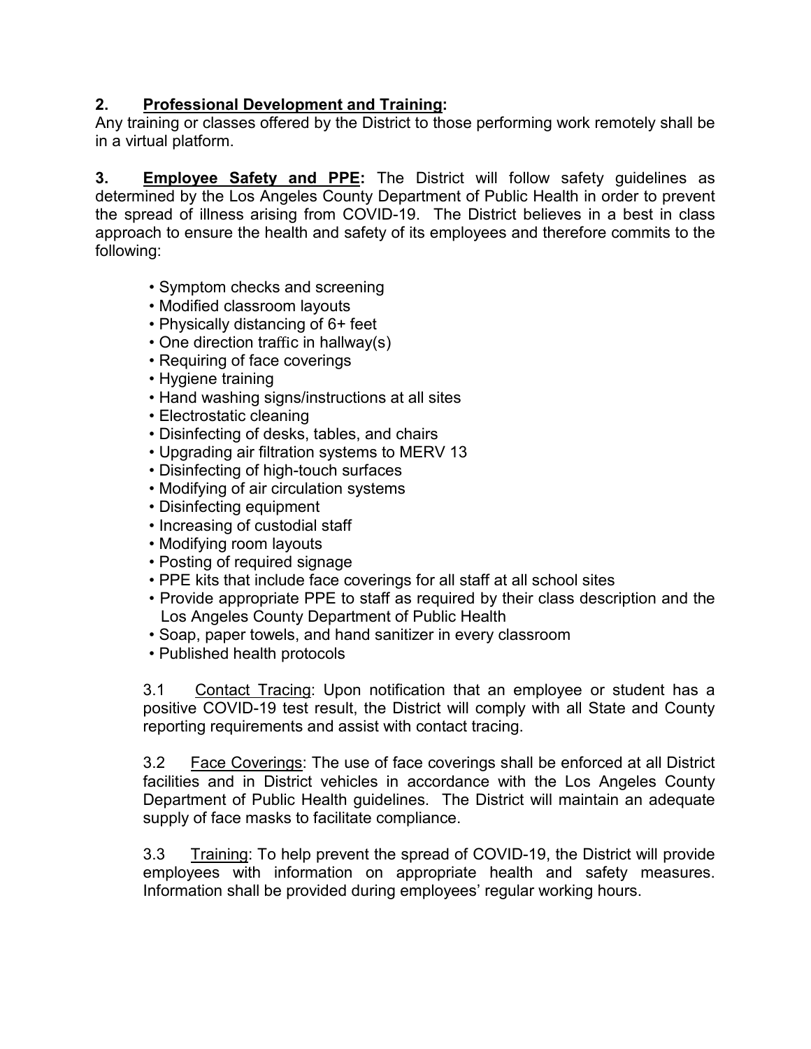**2. <u>Professional Development and Training</u>:**
Any training or classes offered by the District to those performing work remotely shall be in a virtual platform.

**3. <u>Employee Safety and PPE</u>:** The District will follow safety guidelines as determined by the Los Angeles County Department of Public Health in order to prevent the spread of illness arising from COVID-19. The District believes in a best in class approach to ensure the health and safety of its employees and therefore commits to the following:

- Symptom checks and screening
- Modified classroom layouts
- Physically distancing of 6+ feet
- One direction traffic in hallway(s)
- Requiring of face coverings
- Hygiene training
- Hand washing signs/instructions at all sites
- Electrostatic cleaning
- Disinfecting of desks, tables, and chairs
- Upgrading air filtration systems to MERV 13
- Disinfecting of high-touch surfaces
- Modifying of air circulation systems
- Disinfecting equipment
- Increasing of custodial staff
- Modifying room layouts
- Posting of required signage
- PPE kits that include face coverings for all staff at all school sites
- Provide appropriate PPE to staff as required by their class description and the Los Angeles County Department of Public Health
- Soap, paper towels, and hand sanitizer in every classroom
- Published health protocols

3.1 <u>Contact Tracing</u>: Upon notification that an employee or student has a positive COVID-19 test result, the District will comply with all State and County reporting requirements and assist with contact tracing.

3.2 <u>Face Coverings</u>: The use of face coverings shall be enforced at all District facilities and in District vehicles in accordance with the Los Angeles County Department of Public Health guidelines. The District will maintain an adequate supply of face masks to facilitate compliance.

3.3 <u>Training</u>: To help prevent the spread of COVID-19, the District will provide employees with information on appropriate health and safety measures. Information shall be provided during employees' regular working hours.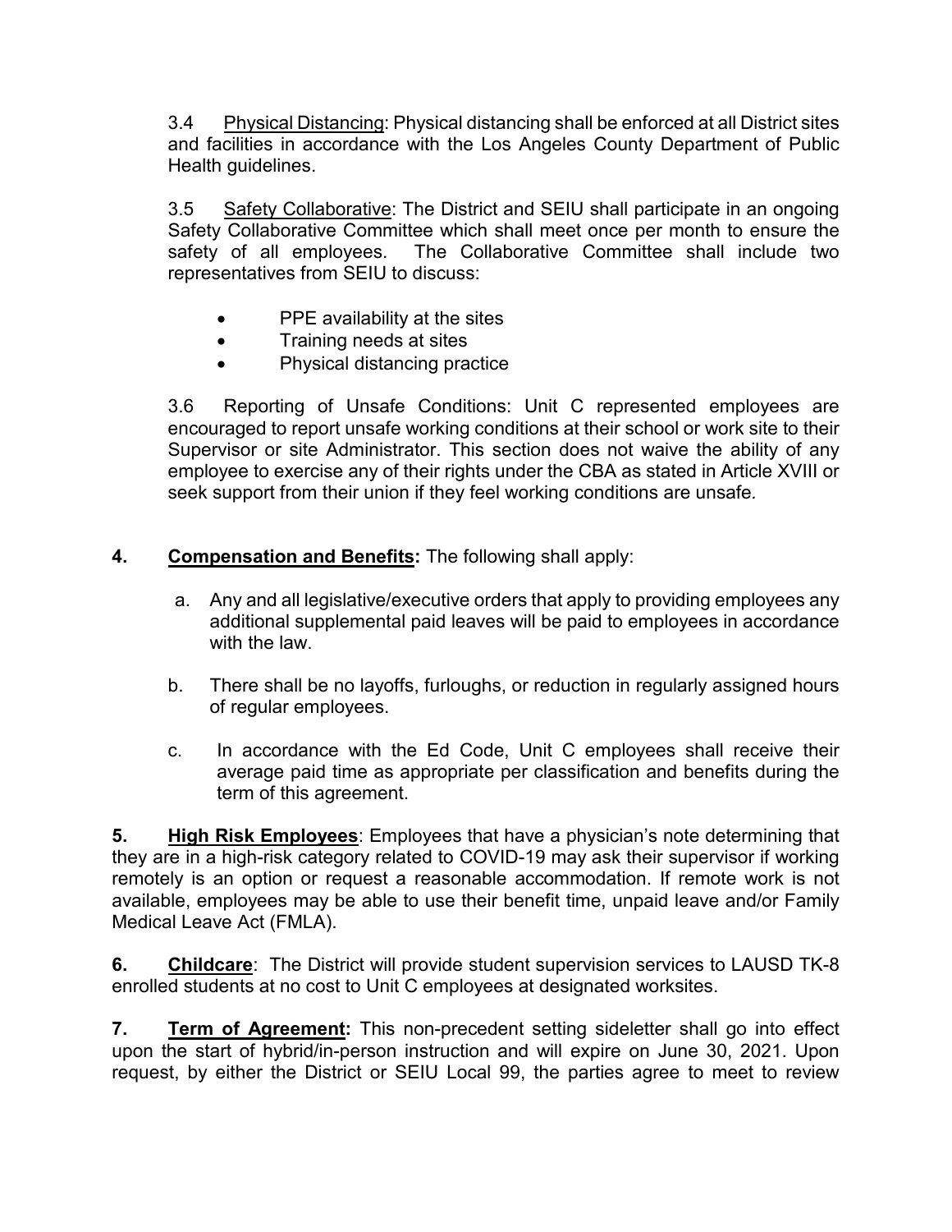3.4 Physical Distancing: Physical distancing shall be enforced at all District sites and facilities in accordance with the Los Angeles County Department of Public Health guidelines.

3.5 Safety Collaborative: The District and SEIU shall participate in an ongoing Safety Collaborative Committee which shall meet once per month to ensure the safety of all employees. The Collaborative Committee shall include two representatives from SEIU to discuss:

- PPE availability at the sites
- Training needs at sites
- Physical distancing practice

3.6 Reporting of Unsafe Conditions: Unit C represented employees are encouraged to report unsafe working conditions at their school or work site to their Supervisor or site Administrator. This section does not waive the ability of any employee to exercise any of their rights under the CBA as stated in Article XVIII or seek support from their union if they feel working conditions are unsafe.

**4. Compensation and Benefits:** The following shall apply:

a. Any and all legislative/executive orders that apply to providing employees any additional supplemental paid leaves will be paid to employees in accordance with the law.

b. There shall be no layoffs, furloughs, or reduction in regularly assigned hours of regular employees.

c. In accordance with the Ed Code, Unit C employees shall receive their average paid time as appropriate per classification and benefits during the term of this agreement.

**5. High Risk Employees**: Employees that have a physician's note determining that they are in a high-risk category related to COVID-19 may ask their supervisor if working remotely is an option or request a reasonable accommodation. If remote work is not available, employees may be able to use their benefit time, unpaid leave and/or Family Medical Leave Act (FMLA).

**6. Childcare**: The District will provide student supervision services to LAUSD TK-8 enrolled students at no cost to Unit C employees at designated worksites.

**7. Term of Agreement:** This non-precedent setting sideletter shall go into effect upon the start of hybrid/in-person instruction and will expire on June 30, 2021. Upon request, by either the District or SEIU Local 99, the parties agree to meet to review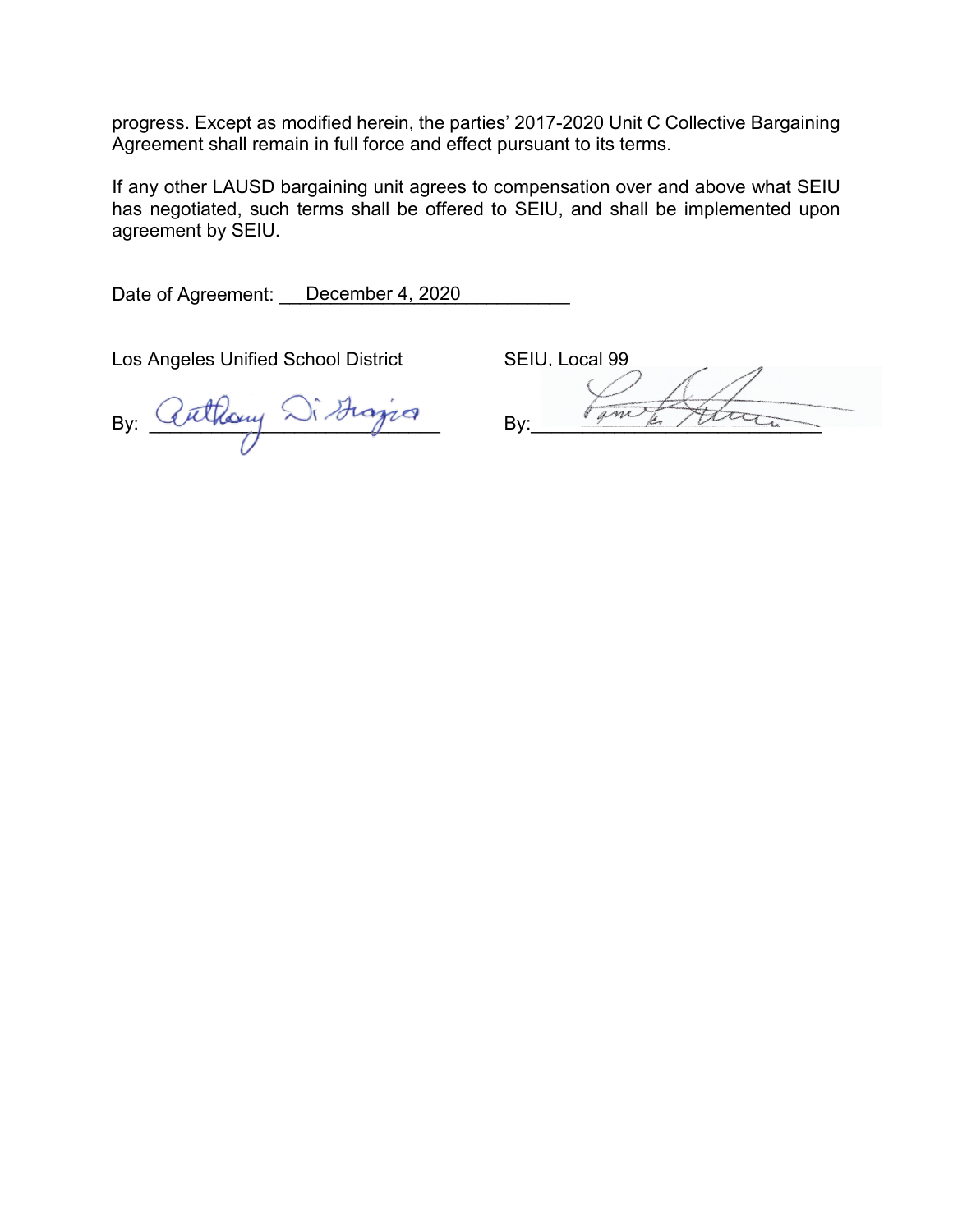progress. Except as modified herein, the parties' 2017-2020 Unit C Collective Bargaining Agreement shall remain in full force and effect pursuant to its terms.

If any other LAUSD bargaining unit agrees to compensation over and above what SEIU has negotiated, such terms shall be offered to SEIU, and shall be implemented upon agreement by SEIU.

Date of Agreement: December 4, 2020

| Los Angeles Unified School District | SEIU, Local 99 |
| --- | --- |
| By: Anthony Di Giorgio | By: ______________________ |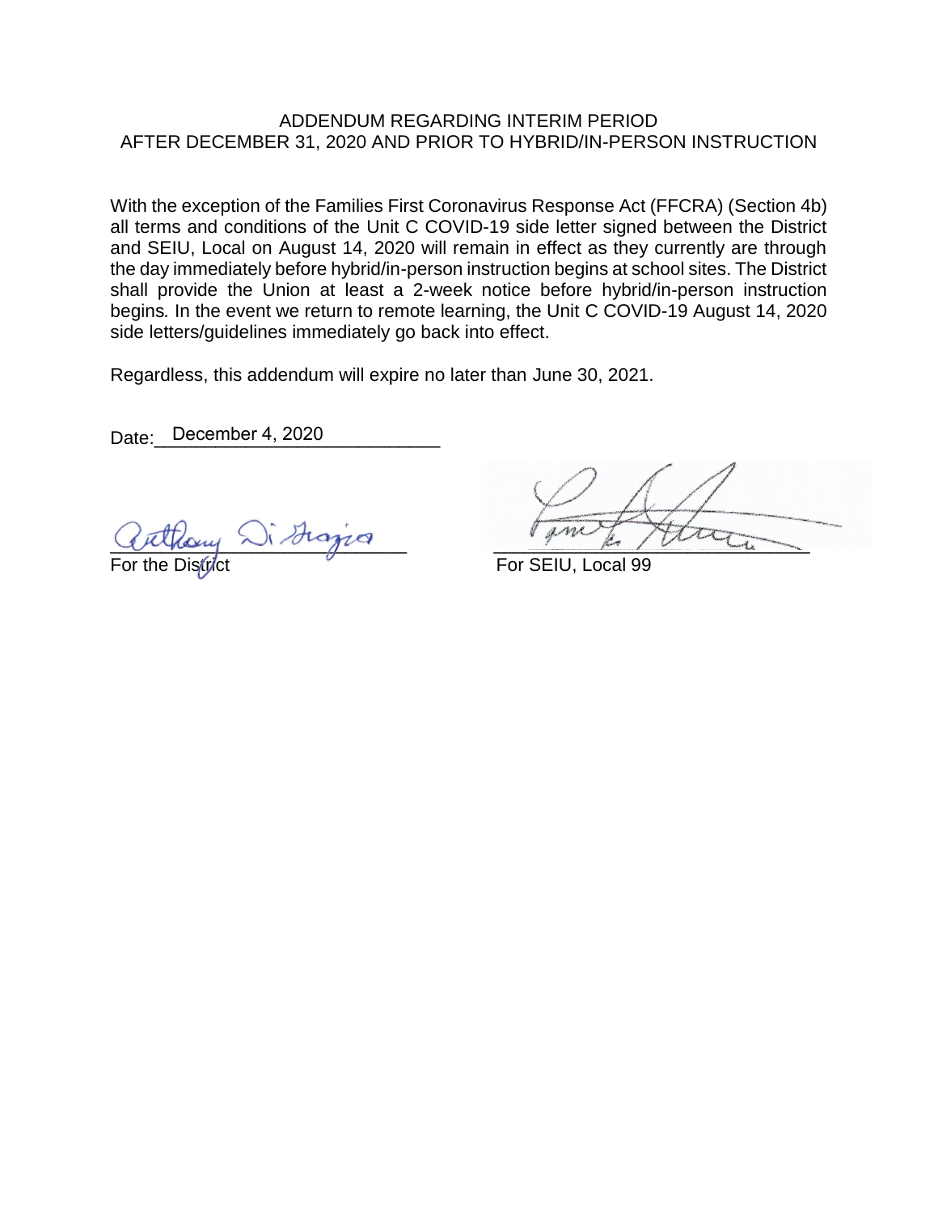# ADDENDUM REGARDING INTERIM PERIOD AFTER DECEMBER 31, 2020 AND PRIOR TO HYBRID/IN-PERSON INSTRUCTION

With the exception of the Families First Coronavirus Response Act (FFCRA) (Section 4b) all terms and conditions of the Unit C COVID-19 side letter signed between the District and SEIU, Local on August 14, 2020 will remain in effect as they currently are through the day immediately before hybrid/in-person instruction begins at school sites. The District shall provide the Union at least a 2-week notice before hybrid/in-person instruction begins. In the event we return to remote learning, the Unit C COVID-19 August 14, 2020 side letters/guidelines immediately go back into effect.

Regardless, this addendum will expire no later than June 30, 2021.

Date: December 4, 2020

Anthony Di Grazia

For the District

For SEIU, Local 99